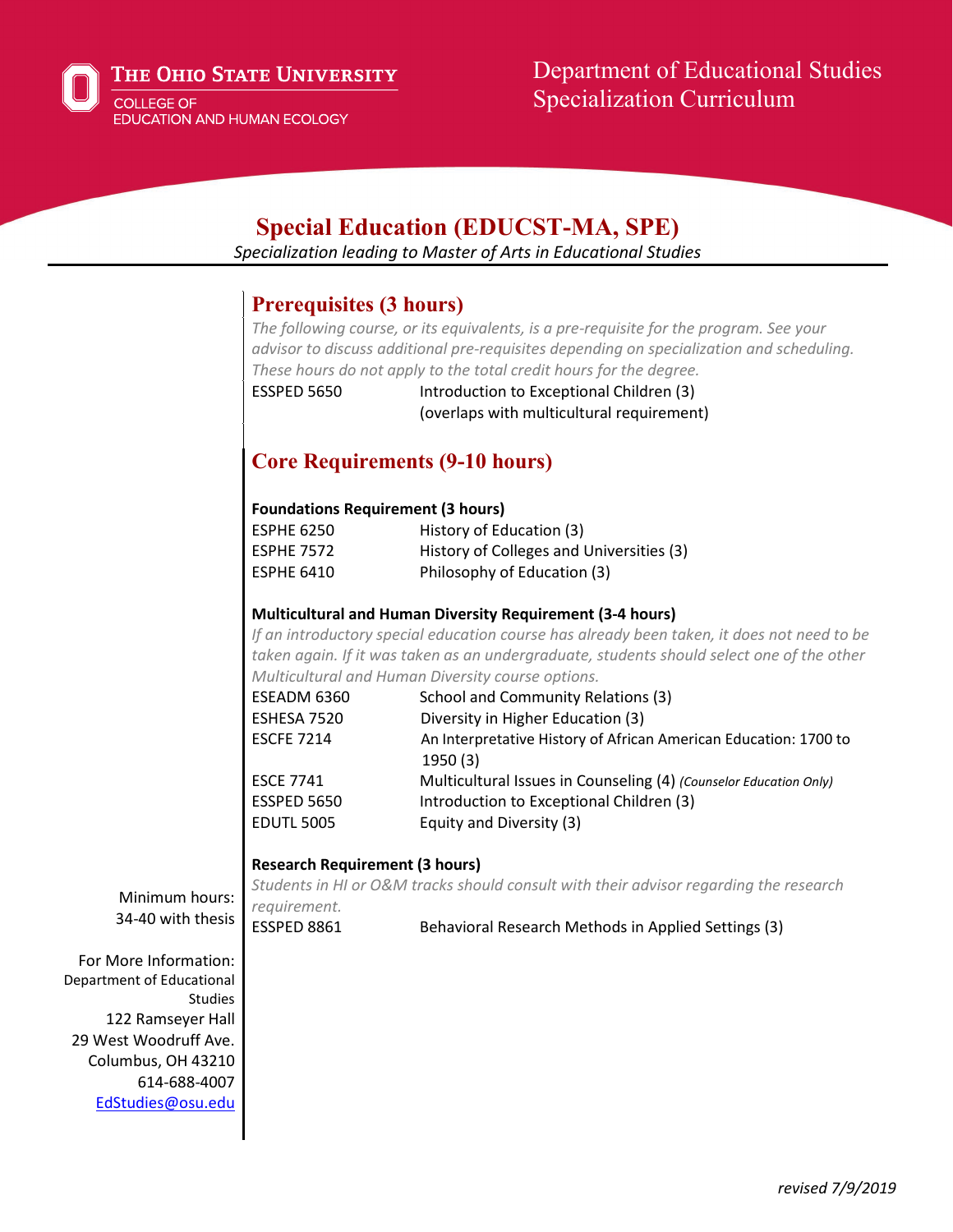The Ohio State University
College of Education and Human Ecology

Department of Educational Studies
Specialization Curriculum

# Special Education (EDUCST-MA, SPE)

*Specialization leading to Master of Arts in Educational Studies*

Minimum hours: 34-40 with thesis

For More Information:
Department of Educational Studies
122 Ramseyer Hall
29 West Woodruff Ave.
Columbus, OH 43210
614-688-4007
EdStudies@osu.edu

## Prerequisites (3 hours)

*The following course, or its equivalents, is a pre-requisite for the program. See your advisor to discuss additional pre-requisites depending on specialization and scheduling. These hours do not apply to the total credit hours for the degree.*

| | |
|---|---|
| ESSPED 5650 | Introduction to Exceptional Children (3) (overlaps with multicultural requirement) |

## Core Requirements (9-10 hours)

**Foundations Requirement (3 hours)**

| | |
|---|---|
| ESPHE 6250 | History of Education (3) |
| ESPHE 7572 | History of Colleges and Universities (3) |
| ESPHE 6410 | Philosophy of Education (3) |

**Multicultural and Human Diversity Requirement (3-4 hours)**

*If an introductory special education course has already been taken, it does not need to be taken again. If it was taken as an undergraduate, students should select one of the other Multicultural and Human Diversity course options.*

| | |
|---|---|
| ESEADM 6360 | School and Community Relations (3) |
| ESHESA 7520 | Diversity in Higher Education (3) |
| ESCFE 7214 | An Interpretative History of African American Education: 1700 to 1950 (3) |
| ESCE 7741 | Multicultural Issues in Counseling (4) *(Counselor Education Only)* |
| ESSPED 5650 | Introduction to Exceptional Children (3) |
| EDUTL 5005 | Equity and Diversity (3) |

**Research Requirement (3 hours)**

*Students in HI or O&M tracks should consult with their advisor regarding the research requirement.*

| | |
|---|---|
| ESSPED 8861 | Behavioral Research Methods in Applied Settings (3) |

*revised 7/9/2019*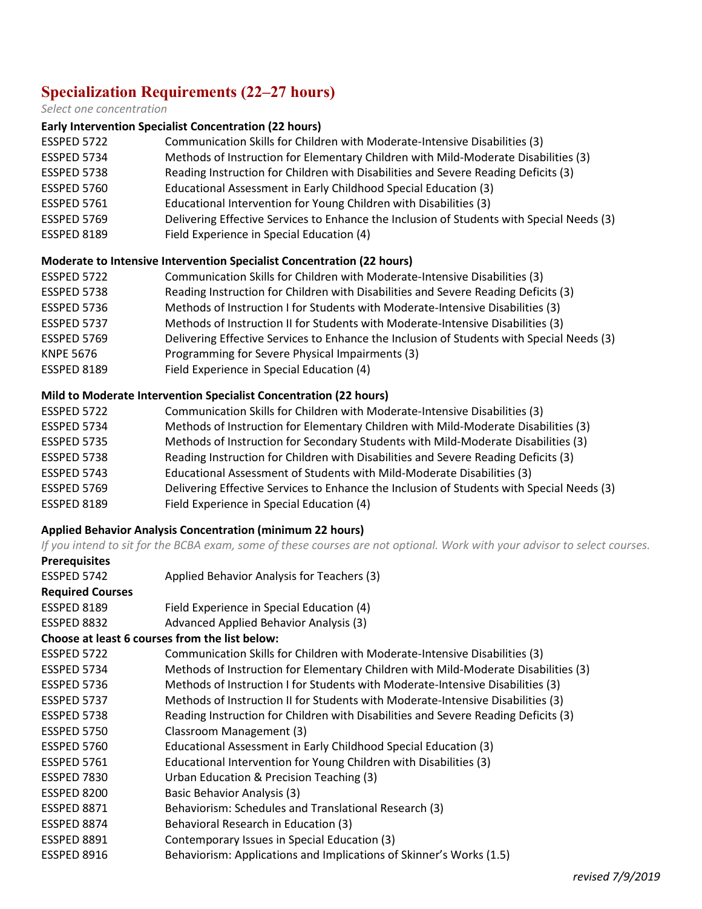## Specialization Requirements (22–27 hours)

*Select one concentration*

**Early Intervention Specialist Concentration (22 hours)**

| | |
|---|---|
| ESSPED 5722 | Communication Skills for Children with Moderate-Intensive Disabilities (3) |
| ESSPED 5734 | Methods of Instruction for Elementary Children with Mild-Moderate Disabilities (3) |
| ESSPED 5738 | Reading Instruction for Children with Disabilities and Severe Reading Deficits (3) |
| ESSPED 5760 | Educational Assessment in Early Childhood Special Education (3) |
| ESSPED 5761 | Educational Intervention for Young Children with Disabilities (3) |
| ESSPED 5769 | Delivering Effective Services to Enhance the Inclusion of Students with Special Needs (3) |
| ESSPED 8189 | Field Experience in Special Education (4) |

**Moderate to Intensive Intervention Specialist Concentration (22 hours)**

| | |
|---|---|
| ESSPED 5722 | Communication Skills for Children with Moderate-Intensive Disabilities (3) |
| ESSPED 5738 | Reading Instruction for Children with Disabilities and Severe Reading Deficits (3) |
| ESSPED 5736 | Methods of Instruction I for Students with Moderate-Intensive Disabilities (3) |
| ESSPED 5737 | Methods of Instruction II for Students with Moderate-Intensive Disabilities (3) |
| ESSPED 5769 | Delivering Effective Services to Enhance the Inclusion of Students with Special Needs (3) |
| KNPE 5676 | Programming for Severe Physical Impairments (3) |
| ESSPED 8189 | Field Experience in Special Education (4) |

**Mild to Moderate Intervention Specialist Concentration (22 hours)**

| | |
|---|---|
| ESSPED 5722 | Communication Skills for Children with Moderate-Intensive Disabilities (3) |
| ESSPED 5734 | Methods of Instruction for Elementary Children with Mild-Moderate Disabilities (3) |
| ESSPED 5735 | Methods of Instruction for Secondary Students with Mild-Moderate Disabilities (3) |
| ESSPED 5738 | Reading Instruction for Children with Disabilities and Severe Reading Deficits (3) |
| ESSPED 5743 | Educational Assessment of Students with Mild-Moderate Disabilities (3) |
| ESSPED 5769 | Delivering Effective Services to Enhance the Inclusion of Students with Special Needs (3) |
| ESSPED 8189 | Field Experience in Special Education (4) |

**Applied Behavior Analysis Concentration (minimum 22 hours)**

*If you intend to sit for the BCBA exam, some of these courses are not optional. Work with your advisor to select courses.*

**Prerequisites**

| | |
|---|---|
| ESSPED 5742 | Applied Behavior Analysis for Teachers (3) |

**Required Courses**

| | |
|---|---|
| ESSPED 8189 | Field Experience in Special Education (4) |
| ESSPED 8832 | Advanced Applied Behavior Analysis (3) |

**Choose at least 6 courses from the list below:**

| | |
|---|---|
| ESSPED 5722 | Communication Skills for Children with Moderate-Intensive Disabilities (3) |
| ESSPED 5734 | Methods of Instruction for Elementary Children with Mild-Moderate Disabilities (3) |
| ESSPED 5736 | Methods of Instruction I for Students with Moderate-Intensive Disabilities (3) |
| ESSPED 5737 | Methods of Instruction II for Students with Moderate-Intensive Disabilities (3) |
| ESSPED 5738 | Reading Instruction for Children with Disabilities and Severe Reading Deficits (3) |
| ESSPED 5750 | Classroom Management (3) |
| ESSPED 5760 | Educational Assessment in Early Childhood Special Education (3) |
| ESSPED 5761 | Educational Intervention for Young Children with Disabilities (3) |
| ESSPED 7830 | Urban Education & Precision Teaching (3) |
| ESSPED 8200 | Basic Behavior Analysis (3) |
| ESSPED 8871 | Behaviorism: Schedules and Translational Research (3) |
| ESSPED 8874 | Behavioral Research in Education (3) |
| ESSPED 8891 | Contemporary Issues in Special Education (3) |
| ESSPED 8916 | Behaviorism: Applications and Implications of Skinner's Works (1.5) |

*revised 7/9/2019*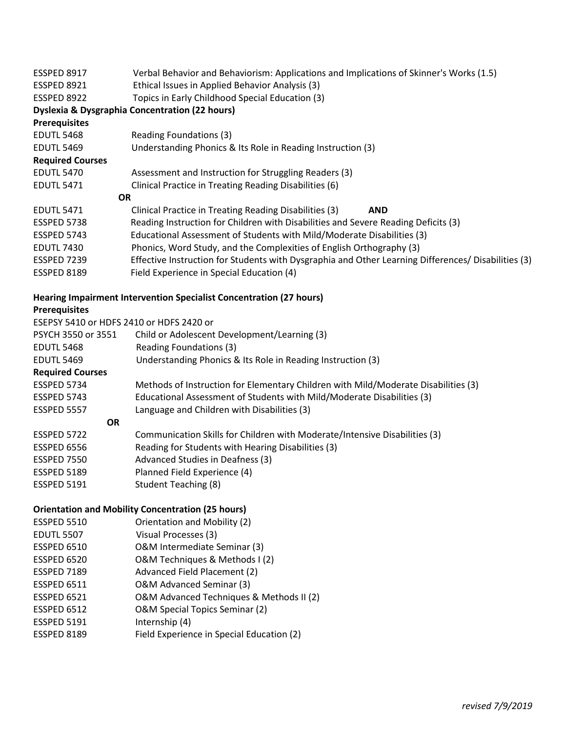| | |
|---|---|
| ESSPED 8917 | Verbal Behavior and Behaviorism: Applications and Implications of Skinner's Works (1.5) |
| ESSPED 8921 | Ethical Issues in Applied Behavior Analysis (3) |
| ESSPED 8922 | Topics in Early Childhood Special Education (3) |

**Dyslexia & Dysgraphia Concentration (22 hours)**

**Prerequisites**

| | |
|---|---|
| EDUTL 5468 | Reading Foundations (3) |
| EDUTL 5469 | Understanding Phonics & Its Role in Reading Instruction (3) |

**Required Courses**

| | |
|---|---|
| EDUTL 5470 | Assessment and Instruction for Struggling Readers (3) |
| EDUTL 5471 | Clinical Practice in Treating Reading Disabilities (6) |
| **OR** | |
| EDUTL 5471 | Clinical Practice in Treating Reading Disabilities (3) **AND** |
| ESSPED 5738 | Reading Instruction for Children with Disabilities and Severe Reading Deficits (3) |
| ESSPED 5743 | Educational Assessment of Students with Mild/Moderate Disabilities (3) |
| EDUTL 7430 | Phonics, Word Study, and the Complexities of English Orthography (3) |
| ESSPED 7239 | Effective Instruction for Students with Dysgraphia and Other Learning Differences/ Disabilities (3) |
| ESSPED 8189 | Field Experience in Special Education (4) |

**Hearing Impairment Intervention Specialist Concentration (27 hours)**

**Prerequisites**

| | |
|---|---|
| ESEPSY 5410 or HDFS 2410 or HDFS 2420 or PSYCH 3550 or 3551 | Child or Adolescent Development/Learning (3) |
| EDUTL 5468 | Reading Foundations (3) |
| EDUTL 5469 | Understanding Phonics & Its Role in Reading Instruction (3) |

**Required Courses**

| | |
|---|---|
| ESSPED 5734 | Methods of Instruction for Elementary Children with Mild/Moderate Disabilities (3) |
| ESSPED 5743 | Educational Assessment of Students with Mild/Moderate Disabilities (3) |
| ESSPED 5557 | Language and Children with Disabilities (3) |
| **OR** | |
| ESSPED 5722 | Communication Skills for Children with Moderate/Intensive Disabilities (3) |
| ESSPED 6556 | Reading for Students with Hearing Disabilities (3) |
| ESSPED 7550 | Advanced Studies in Deafness (3) |
| ESSPED 5189 | Planned Field Experience (4) |
| ESSPED 5191 | Student Teaching (8) |

**Orientation and Mobility Concentration (25 hours)**

| | |
|---|---|
| ESSPED 5510 | Orientation and Mobility (2) |
| EDUTL 5507 | Visual Processes (3) |
| ESSPED 6510 | O&M Intermediate Seminar (3) |
| ESSPED 6520 | O&M Techniques & Methods I (2) |
| ESSPED 7189 | Advanced Field Placement (2) |
| ESSPED 6511 | O&M Advanced Seminar (3) |
| ESSPED 6521 | O&M Advanced Techniques & Methods II (2) |
| ESSPED 6512 | O&M Special Topics Seminar (2) |
| ESSPED 5191 | Internship (4) |
| ESSPED 8189 | Field Experience in Special Education (2) |

*revised 7/9/2019*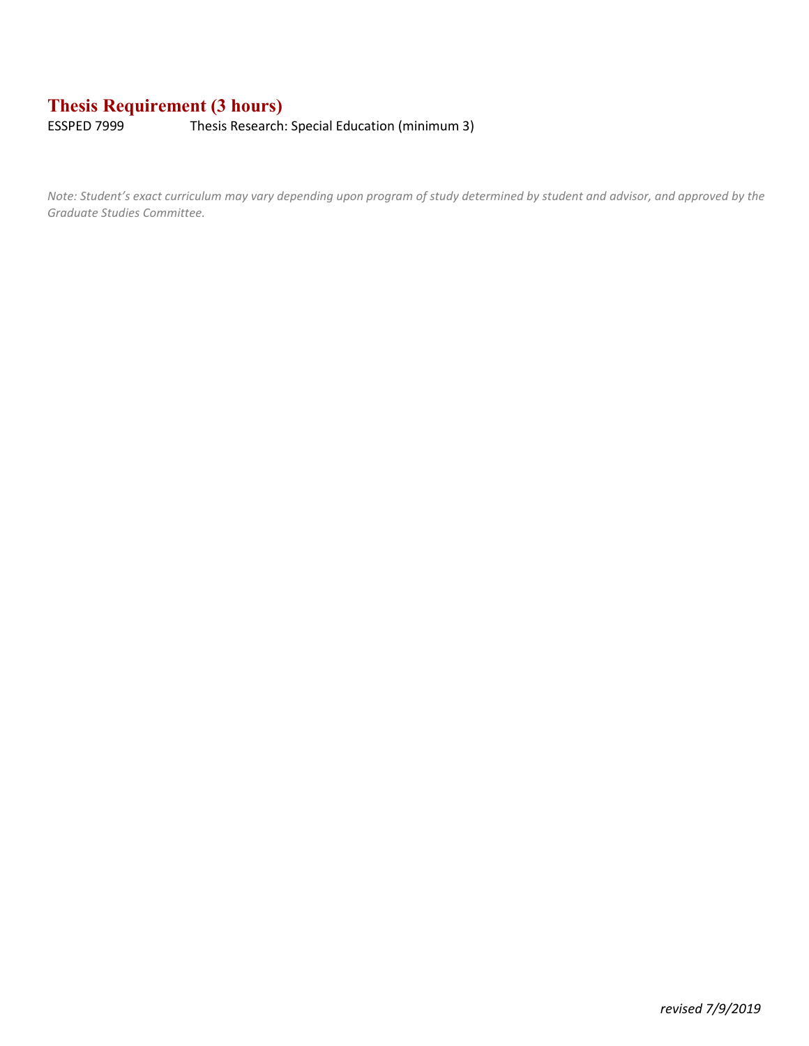## Thesis Requirement (3 hours)

ESSPED 7999 Thesis Research: Special Education (minimum 3)

*Note: Student's exact curriculum may vary depending upon program of study determined by student and advisor, and approved by the Graduate Studies Committee.*

*revised 7/9/2019*